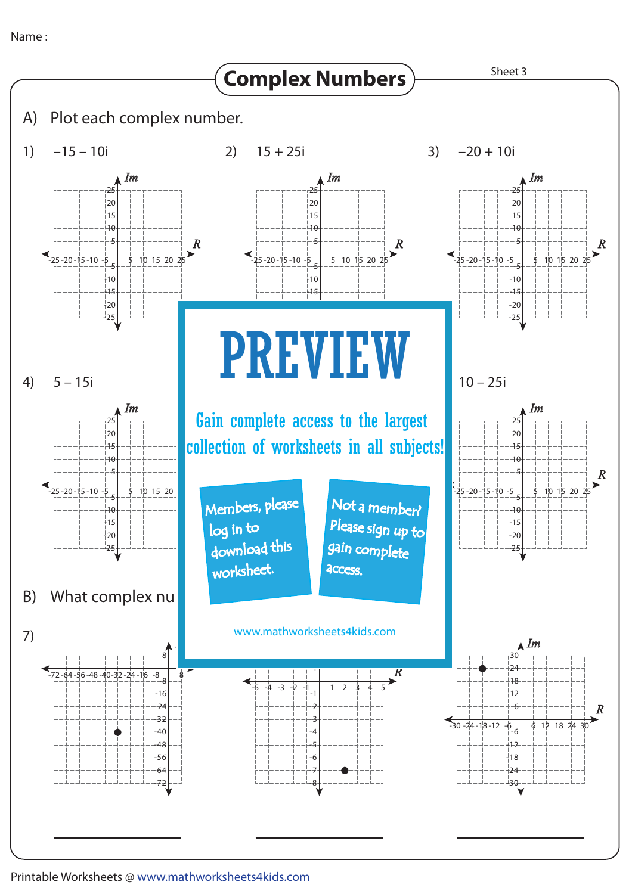Name : ____________________

# Complex Numbers

Sheet 3

## A) Plot each complex number.

1) $-15 - 10i$

2) $15 + 25i$

3) $-20 + 10i$

4) $5 - 15i$

PREVIEW

Gain complete access to the largest collection of worksheets in all subjects!

Members, please log in to download this worksheet.

Not a member? Please sign up to gain complete access.

www.mathworksheets4kids.com

$10 - 25i$

## B) What complex nu

7)

_______________ _______________ _______________

Printable Worksheets @ www.mathworksheets4kids.com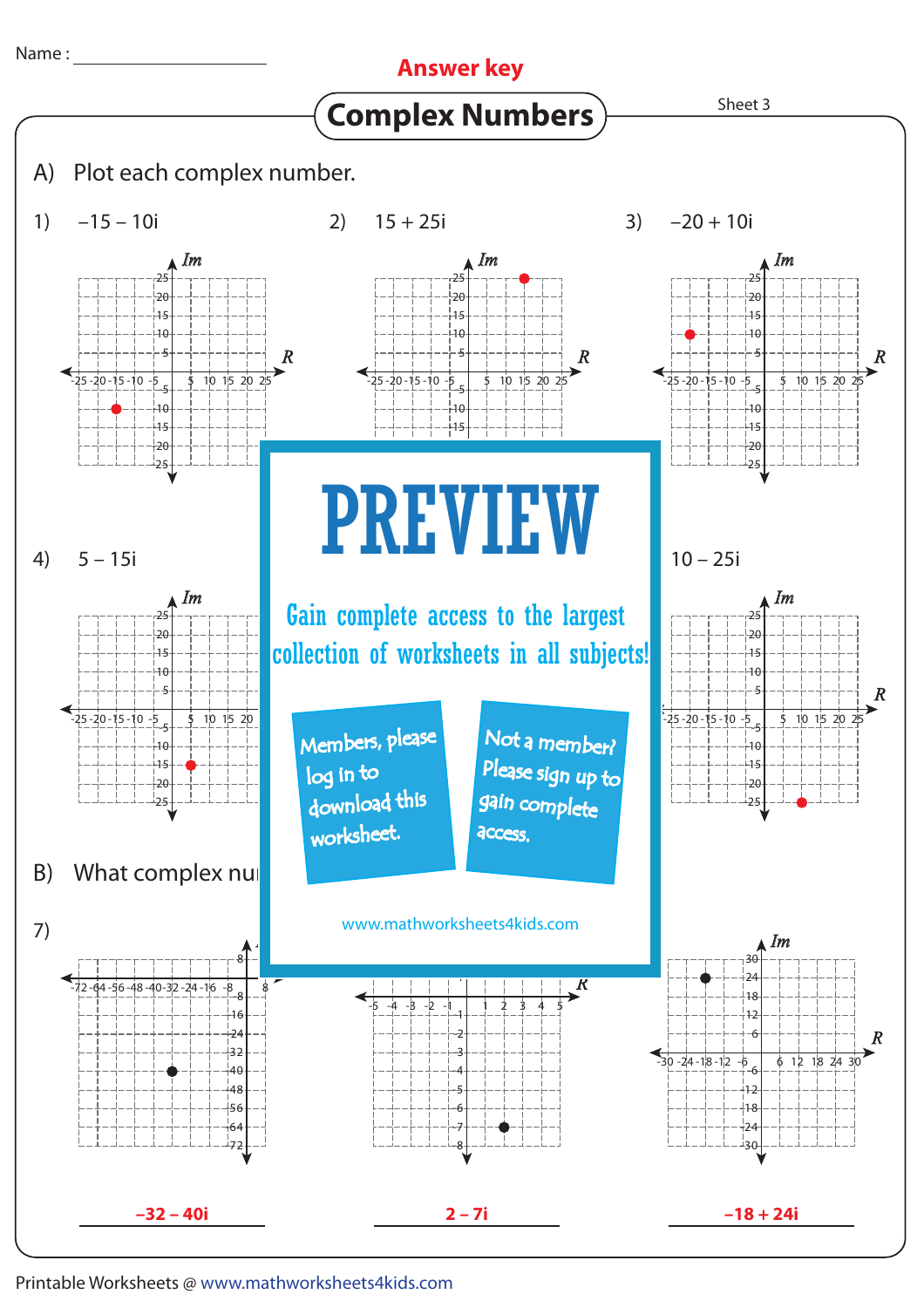Name :

**Answer key**

# Complex Numbers

Sheet 3

## A) Plot each complex number.

1) $-15 - 10i$

Im
R
25
20
15
10
5
-25 -20 -15 -10 -5
5 10 15 20 25
-5
-10
-15
-20
-25

2) $15 + 25i$

Im
R
25
20
15
10
5
-25 -20 -15 -10 -5
5 10 15 20 25
-5
-10
-15

3) $-20 + 10i$

Im
R
25
20
15
10
5
-25 -20 -15 -10 -5
5 10 15 20 25
-5
-10
-15
-20
-25

4) $5 - 15i$

Im
25
20
15
10
5
-25 -20 -15 -10 -5
5 10 15 20
-5
-10
-15
-20
-25

$10 - 25i$

Im
R
25
20
15
10
5
-25 -20 -15 -10 -5
5 10 15 20 25
-5
-10
-15
-20
-25

## B) What complex nu

7)

8
-72 -64 -56 -48 -40 -32 -24 -16 -8
8
-8
-16
-24
-32
-40
-48
-56
-64
-72

**$-32 - 40i$**

R
-5 -4 -3 -2 -1
1 2 3 4 5
-1
-2
-3
-4
-5
-6
-7
-8

**$2 - 7i$**

Im
R
30
24
18
12
6
-30 -24 -18 -12 -6
6 12 18 24 30
-6
-12
-18
-24
-30

**$-18 + 24i$**

PREVIEW

Gain complete access to the largest collection of worksheets in all subjects!

Members, please log in to download this worksheet.

Not a member? Please sign up to gain complete access.

www.mathworksheets4kids.com

Printable Worksheets @ www.mathworksheets4kids.com